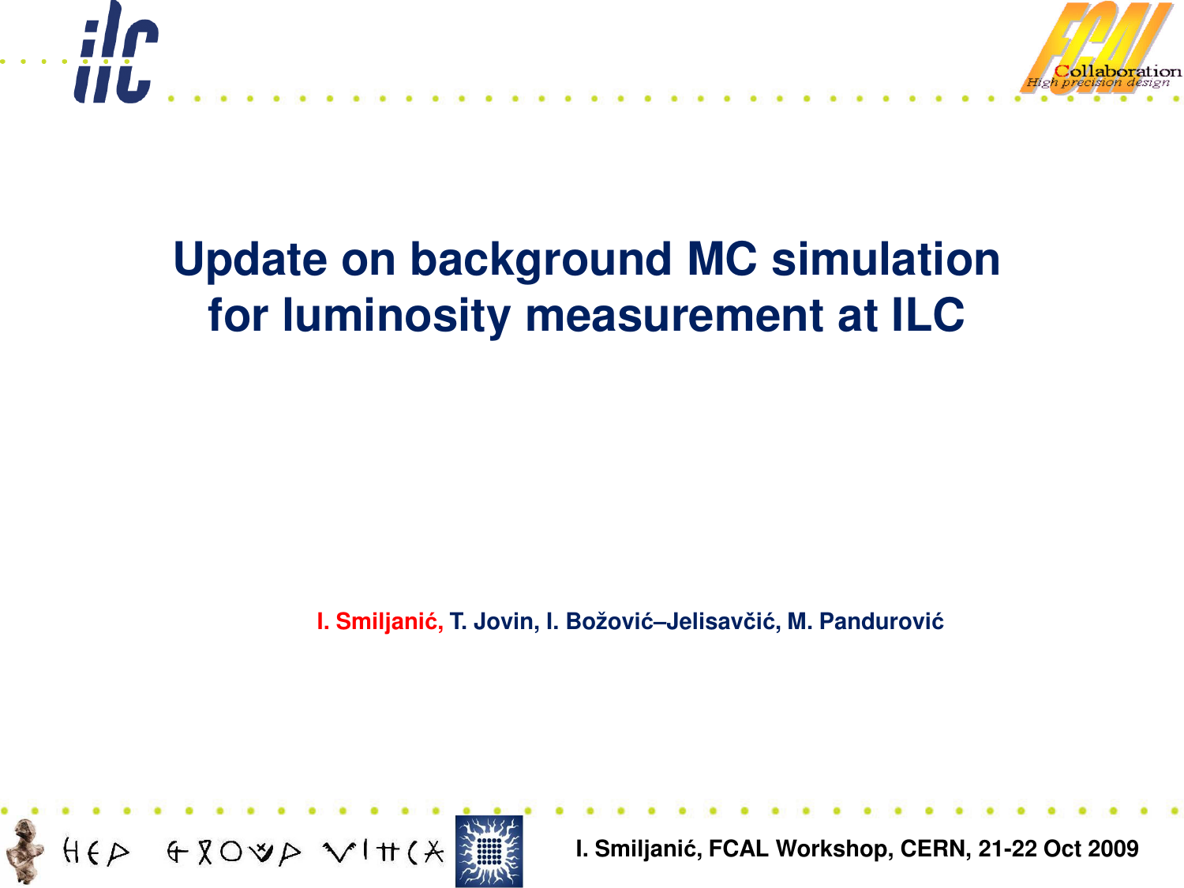# Update on background MC simulation for luminosity measurement at ILC

I. Smiljanić, T. Jovin, I. Božović–Jelisavčić, M. Pandurović

I. Smiljanić, FCAL Workshop, CERN, 21-22 Oct 2009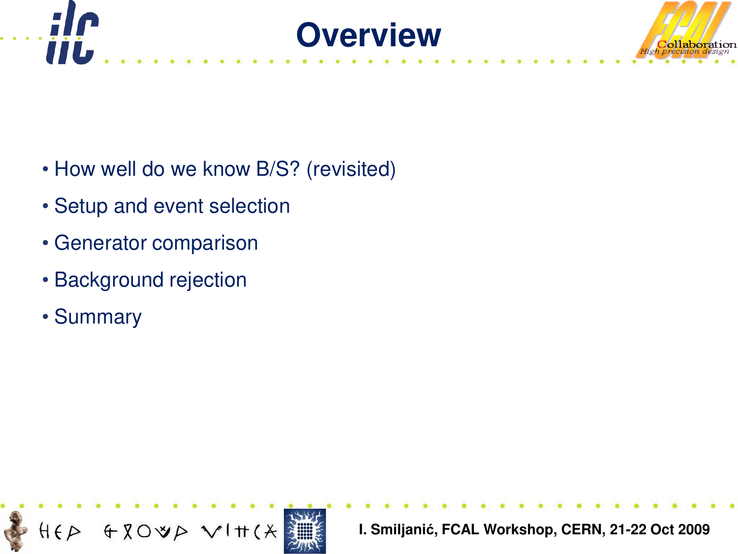# Overview

- How well do we know B/S? (revisited)
- Setup and event selection
- Generator comparison
- Background rejection
- Summary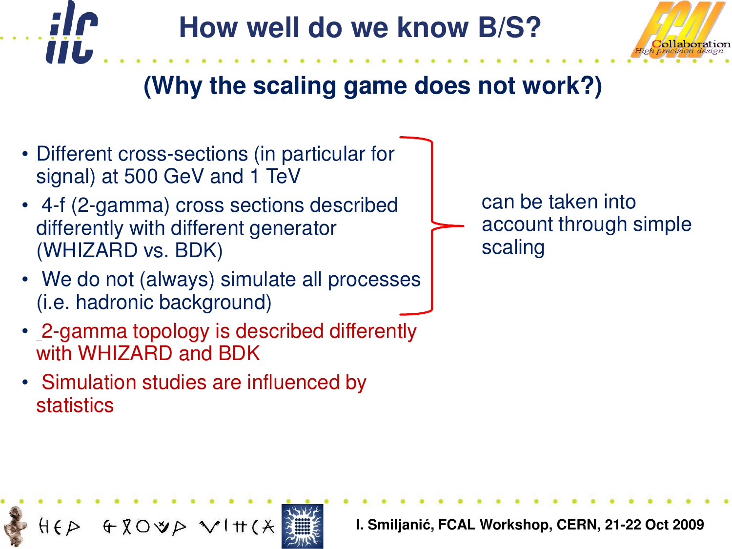# How well do we know B/S?

## (Why the scaling game does not work?)

- Different cross-sections (in particular for signal) at 500 GeV and 1 TeV
- 4-f (2-gamma) cross sections described differently with different generator (WHIZARD vs. BDK)
- We do not (always) simulate all processes (i.e. hadronic background)

} can be taken into account through simple scaling

- 2-gamma topology is described differently with WHIZARD and BDK
- Simulation studies are influenced by statistics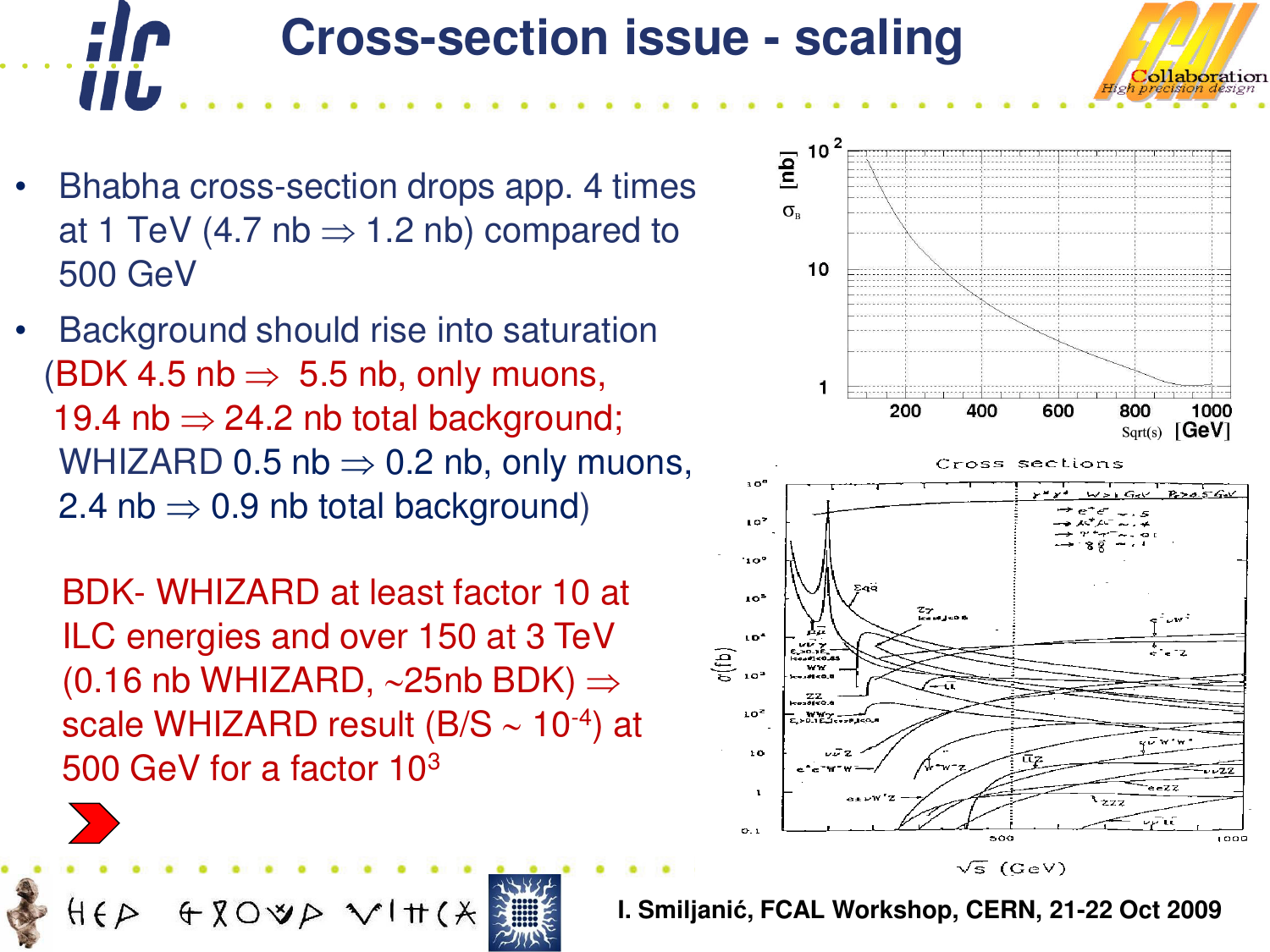# Cross-section issue - scaling

- Bhabha cross-section drops app. 4 times at 1 TeV (4.7 nb ⇒ 1.2 nb) compared to 500 GeV
- Background should rise into saturation (BDK 4.5 nb ⇒ 5.5 nb, only muons, 19.4 nb ⇒ 24.2 nb total background; WHIZARD 0.5 nb ⇒ 0.2 nb, only muons, 2.4 nb ⇒ 0.9 nb total background)

BDK- WHIZARD at least factor 10 at ILC energies and over 150 at 3 TeV (0.16 nb WHIZARD, ~25nb BDK) ⇒ scale WHIZARD result (B/S ~ $10^{-4}$) at 500 GeV for a factor $10^3$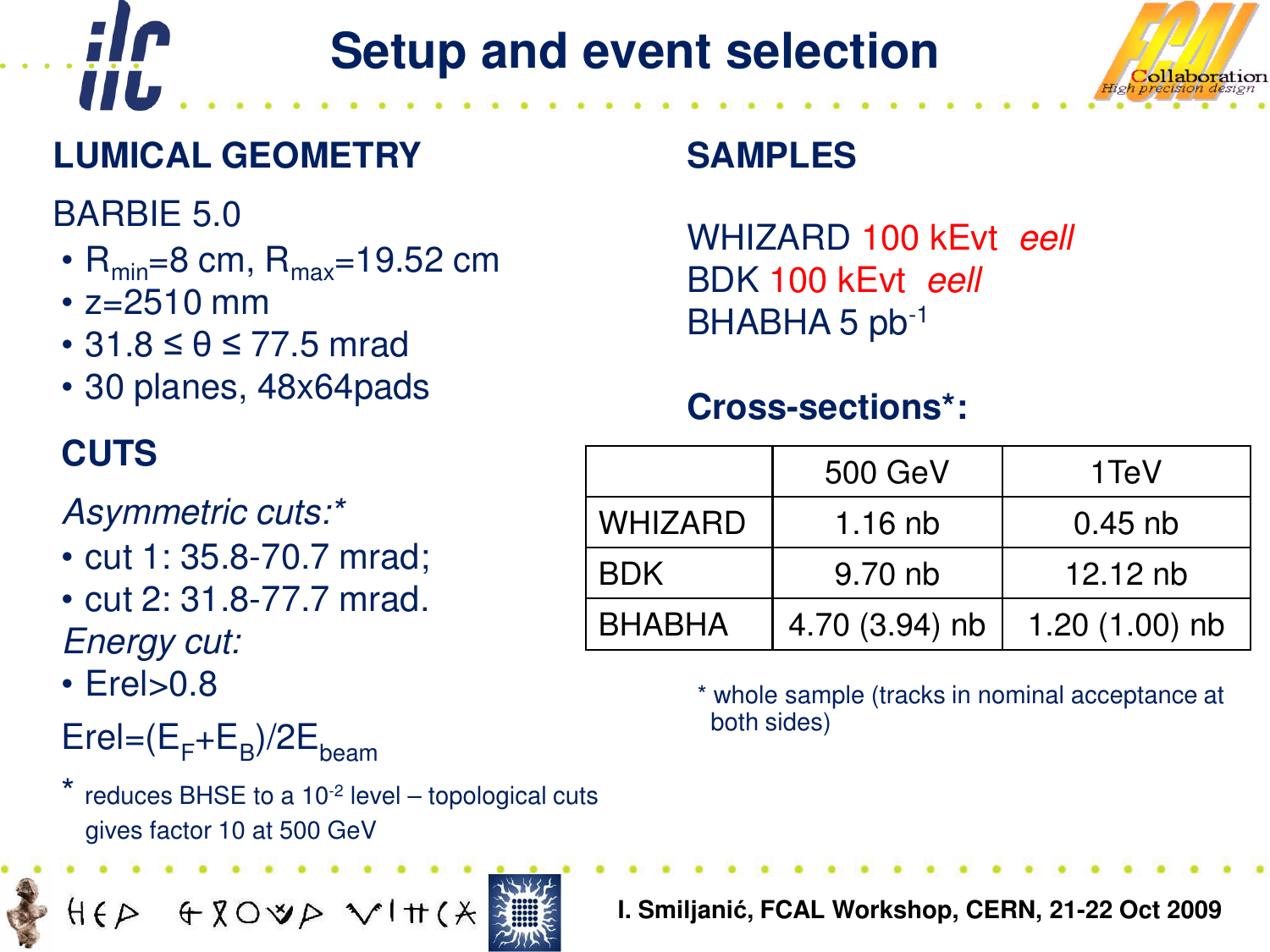# Setup and event selection

## LUMICAL GEOMETRY

BARBIE 5.0

- $R_{min}$=8 cm, $R_{max}$=19.52 cm
- z=2510 mm
- 31.8 ≤ θ ≤ 77.5 mrad
- 30 planes, 48x64pads

## CUTS

*Asymmetric cuts:**

- cut 1: 35.8-70.7 mrad;
- cut 2: 31.8-77.7 mrad.

*Energy cut:*

- Erel>0.8

$Erel=(E_F+E_B)/2E_{beam}$

* reduces BHSE to a $10^{-2}$ level – topological cuts gives factor 10 at 500 GeV

## SAMPLES

WHIZARD 100 kEvt *eell*
BDK 100 kEvt *eell*
BHABHA 5 $pb^{-1}$

## Cross-sections*:

| | 500 GeV | 1TeV |
|---|---|---|
| WHIZARD | 1.16 nb | 0.45 nb |
| BDK | 9.70 nb | 12.12 nb |
| BHABHA | 4.70 (3.94) nb | 1.20 (1.00) nb |

* whole sample (tracks in nominal acceptance at both sides)

I. Smiljanić, FCAL Workshop, CERN, 21-22 Oct 2009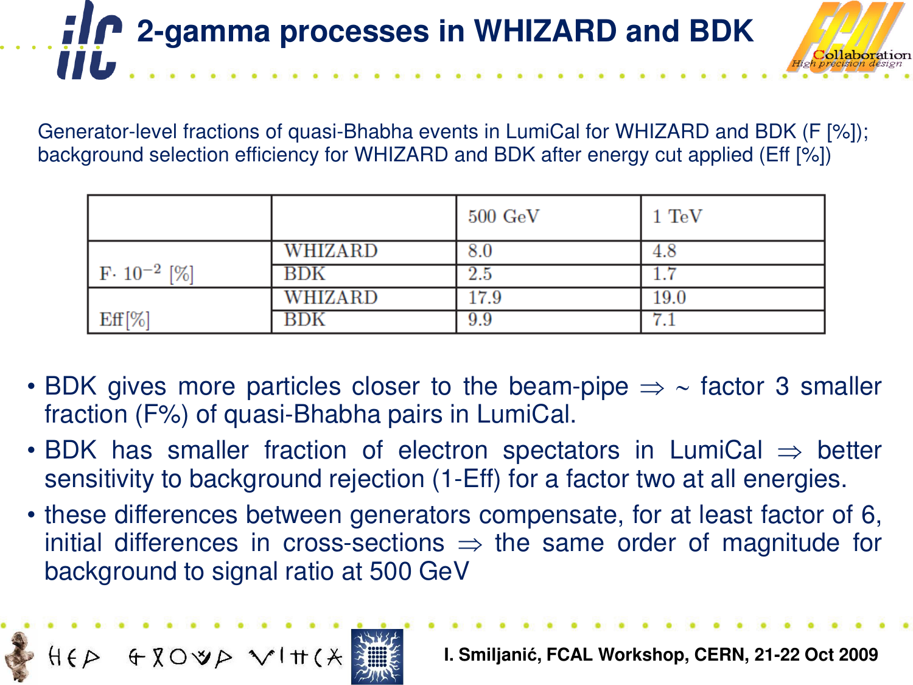# 2-gamma processes in WHIZARD and BDK

Generator-level fractions of quasi-Bhabha events in LumiCal for WHIZARD and BDK (F [%]); background selection efficiency for WHIZARD and BDK after energy cut applied (Eff [%])

| | | 500 GeV | 1 TeV |
|---|---|---|---|
| $F \cdot 10^{-2}$ [%] | WHIZARD | 8.0 | 4.8 |
| | BDK | 2.5 | 1.7 |
| Eff[%] | WHIZARD | 17.9 | 19.0 |
| | BDK | 9.9 | 7.1 |

- BDK gives more particles closer to the beam-pipe $\Rightarrow$ ~ factor 3 smaller fraction (F%) of quasi-Bhabha pairs in LumiCal.
- BDK has smaller fraction of electron spectators in LumiCal $\Rightarrow$ better sensitivity to background rejection (1-Eff) for a factor two at all energies.
- these differences between generators compensate, for at least factor of 6, initial differences in cross-sections $\Rightarrow$ the same order of magnitude for background to signal ratio at 500 GeV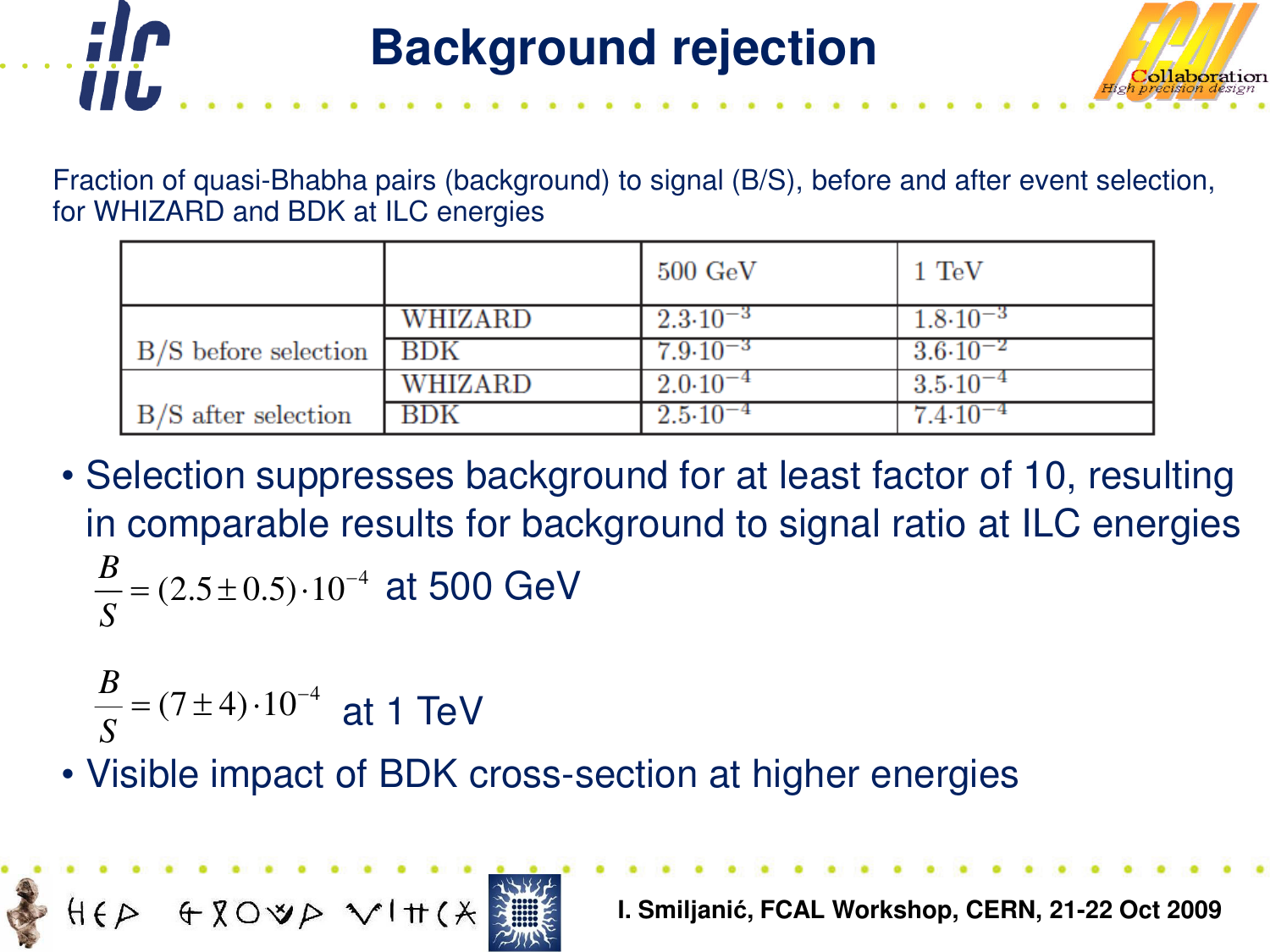# Background rejection

Fraction of quasi-Bhabha pairs (background) to signal (B/S), before and after event selection, for WHIZARD and BDK at ILC energies

| | | 500 GeV | 1 TeV |
|---|---|---|---|
| B/S before selection | WHIZARD | $2.3 \cdot 10^{-3}$ | $1.8 \cdot 10^{-3}$ |
| | BDK | $7.9 \cdot 10^{-3}$ | $3.6 \cdot 10^{-2}$ |
| B/S after selection | WHIZARD | $2.0 \cdot 10^{-4}$ | $3.5 \cdot 10^{-4}$ |
| | BDK | $2.5 \cdot 10^{-4}$ | $7.4 \cdot 10^{-4}$ |

- Selection suppresses background for at least factor of 10, resulting in comparable results for background to signal ratio at ILC energies

  $\frac{B}{S} = (2.5 \pm 0.5) \cdot 10^{-4}$ at 500 GeV

  $\frac{B}{S} = (7 \pm 4) \cdot 10^{-4}$ at 1 TeV

- Visible impact of BDK cross-section at higher energies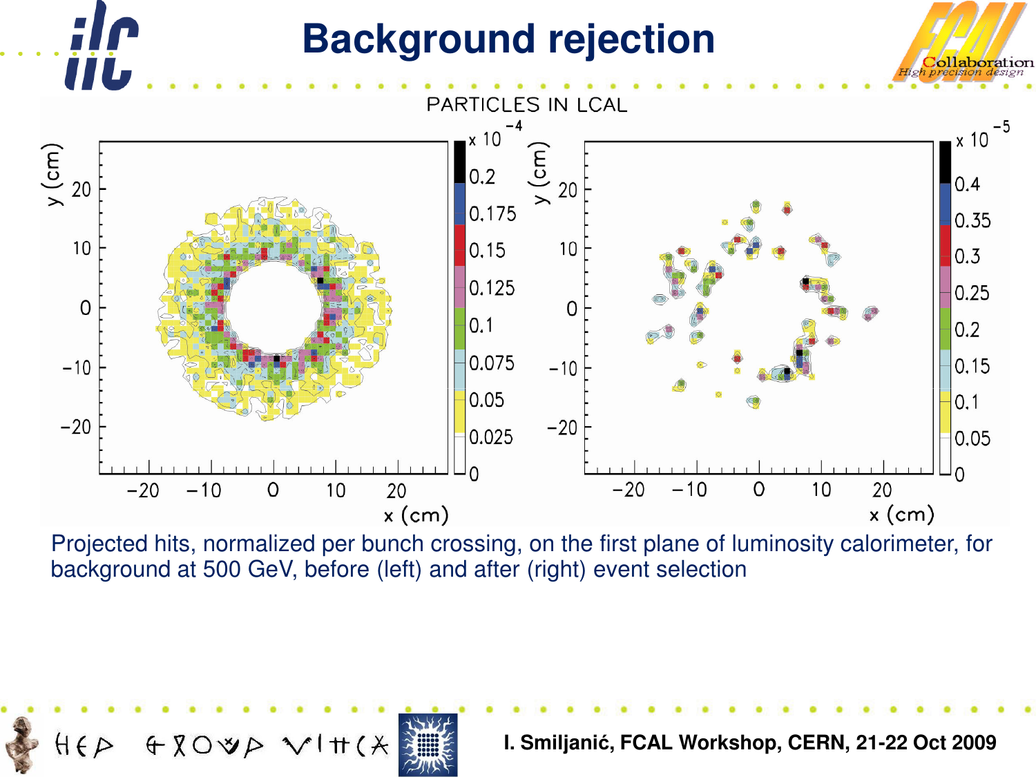# Background rejection

PARTICLES IN LCAL

Projected hits, normalized per bunch crossing, on the first plane of luminosity calorimeter, for background at 500 GeV, before (left) and after (right) event selection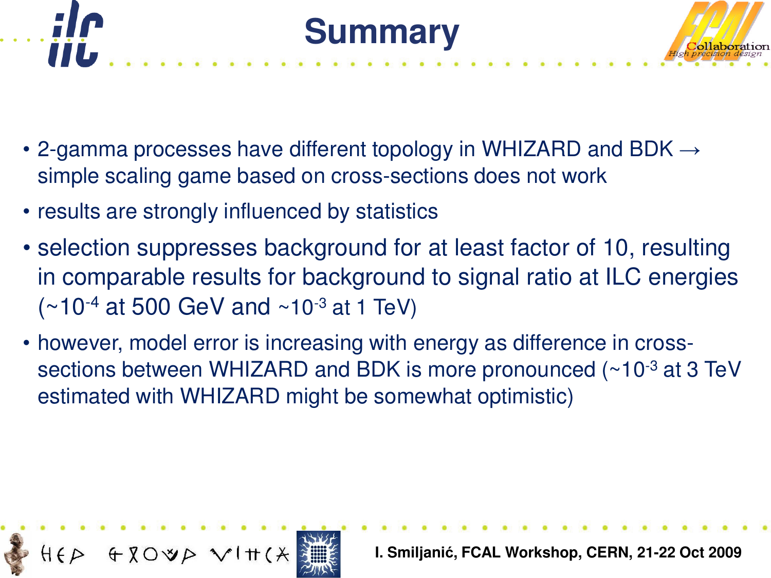# Summary

- 2-gamma processes have different topology in WHIZARD and BDK → simple scaling game based on cross-sections does not work
- results are strongly influenced by statistics
- selection suppresses background for at least factor of 10, resulting in comparable results for background to signal ratio at ILC energies (~$10^{-4}$ at 500 GeV and ~$10^{-3}$ at 1 TeV)
- however, model error is increasing with energy as difference in cross-sections between WHIZARD and BDK is more pronounced (~$10^{-3}$ at 3 TeV estimated with WHIZARD might be somewhat optimistic)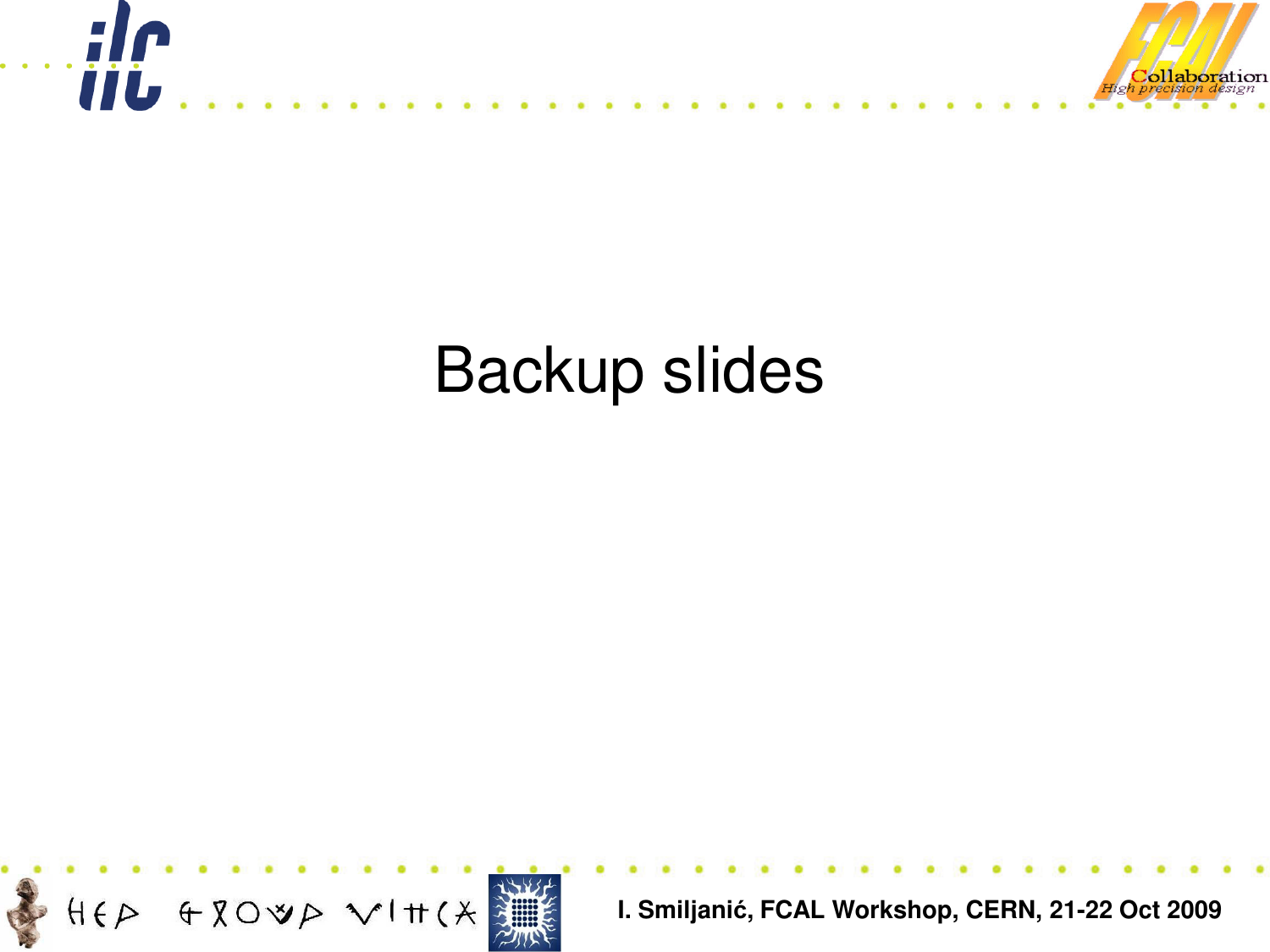# Backup slides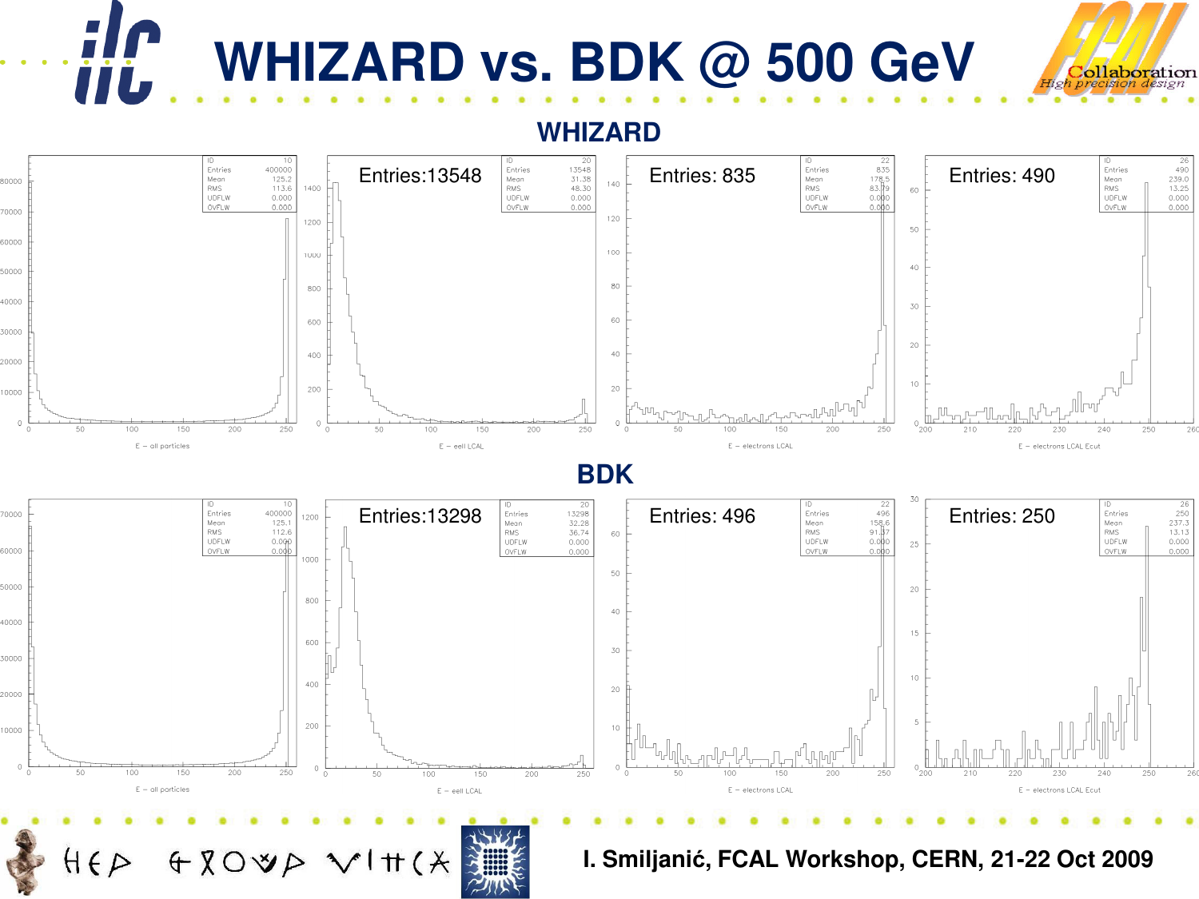# WHIZARD vs. BDK @ 500 GeV

## WHIZARD

Entries:13548

Entries: 835

Entries: 490

| ID | Entries | Mean | RMS | UDFLW | OVFLW |
|---|---|---|---|---|---|
| 10 | 400000 | 125.2 | 113.6 | 0.000 | 0.000 |
| 20 | 13548 | 31.38 | 48.30 | 0.000 | 0.000 |
| 22 | 835 | 178.5 | 83.79 | 0.000 | 0.000 |
| 26 | 490 | 239.0 | 13.25 | 0.000 | 0.000 |

E – all particles | E – eell LCAL | E – electrons LCAL | E – electrons LCAL Ecut

## BDK

Entries:13298

Entries: 496

Entries: 250

| ID | Entries | Mean | RMS | UDFLW | OVFLW |
|---|---|---|---|---|---|
| 10 | 400000 | 125.1 | 112.6 | 0.000 | 0.000 |
| 20 | 13298 | 32.28 | 36.74 | 0.000 | 0.000 |
| 22 | 496 | 158.6 | 91.37 | 0.000 | 0.000 |
| 26 | 250 | 237.3 | 13.13 | 0.000 | 0.000 |

E – all particles | E – eell LCAL | E – electrons LCAL | E – electrons LCAL Ecut

I. Smiljanić, FCAL Workshop, CERN, 21-22 Oct 2009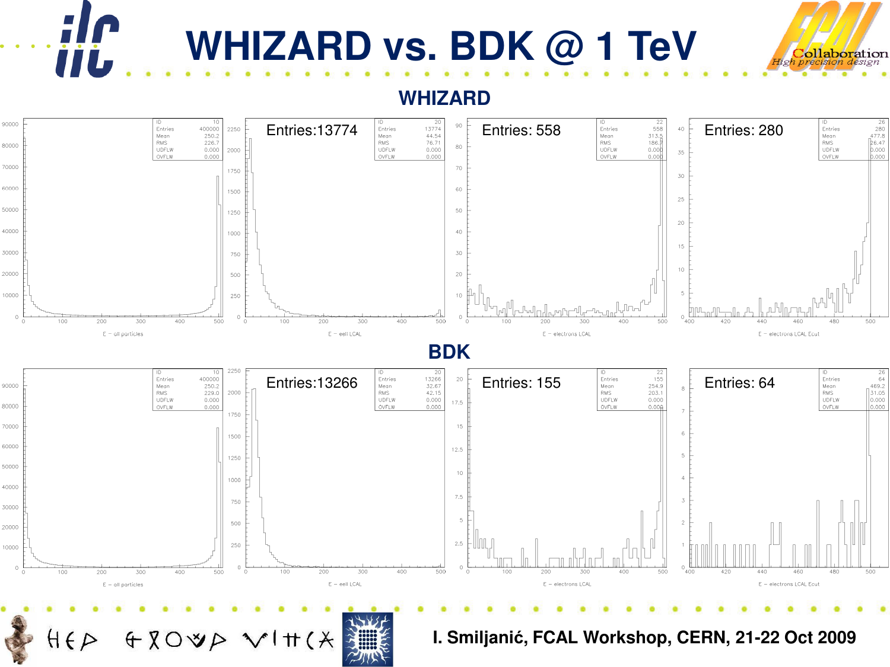# WHIZARD vs. BDK @ 1 TeV

## WHIZARD

| ID | Entries | Mean | RMS | UDFLW | OVFLW | Axis |
|---|---|---|---|---|---|---|
| 10 | 400000 | 250.2 | 226.7 | 0.000 | 0.000 | E – all particles |
| 20 | 13774 | 44.54 | 76.71 | 0.000 | 0.000 | E – eell LCAL |
| 22 | 558 | 313.5 | 186.7 | 0.000 | 0.000 | E – electrons LCAL |
| 26 | 280 | 477.8 | 26.47 | 0.000 | 0.000 | E – electrons LCAL Ecut |

Entries:13774

Entries: 558

Entries: 280

## BDK

| ID | Entries | Mean | RMS | UDFLW | OVFLW | Axis |
|---|---|---|---|---|---|---|
| 10 | 400000 | 250.2 | 229.0 | 0.000 | 0.000 | E – all particles |
| 20 | 13266 | 32.67 | 42.15 | 0.000 | 0.000 | E – eell LCAL |
| 22 | 155 | 254.9 | 203.1 | 0.000 | 0.000 | E – electrons LCAL |
| 26 | 64 | 469.2 | 31.05 | 0.000 | 0.000 | E – electrons LCAL Ecut |

Entries:13266

Entries: 155

Entries: 64

I. Smiljanić, FCAL Workshop, CERN, 21-22 Oct 2009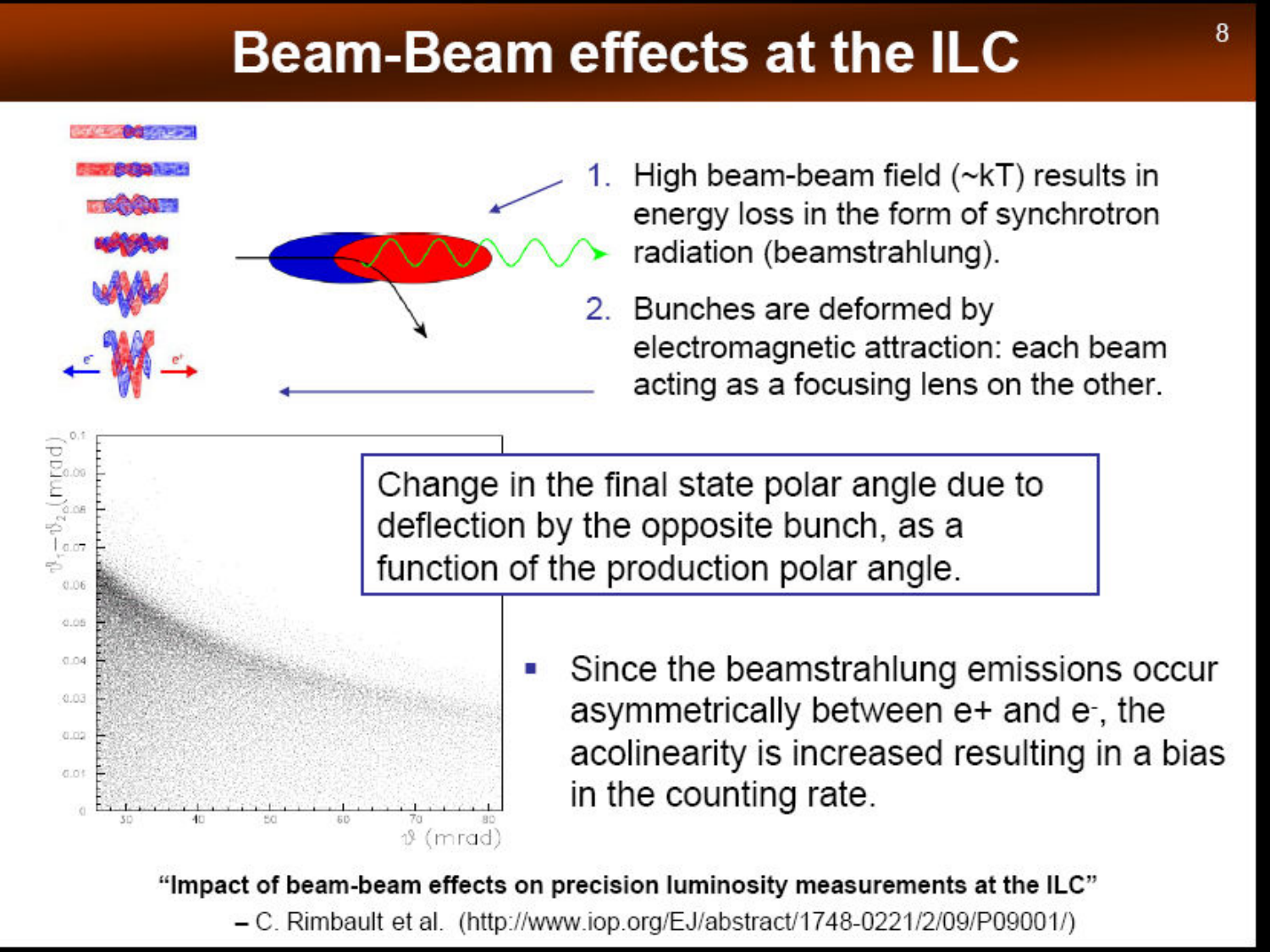# Beam-Beam effects at the ILC

1. High beam-beam field (~kT) results in energy loss in the form of synchrotron radiation (beamstrahlung).
2. Bunches are deformed by electromagnetic attraction: each beam acting as a focusing lens on the other.

Change in the final state polar angle due to deflection by the opposite bunch, as a function of the production polar angle.

- Since the beamstrahlung emissions occur asymmetrically between e+ and e-, the acolinearity is increased resulting in a bias in the counting rate.

**"Impact of beam-beam effects on precision luminosity measurements at the ILC"**

– C. Rimbault et al. (http://www.iop.org/EJ/abstract/1748-0221/2/09/P09001/)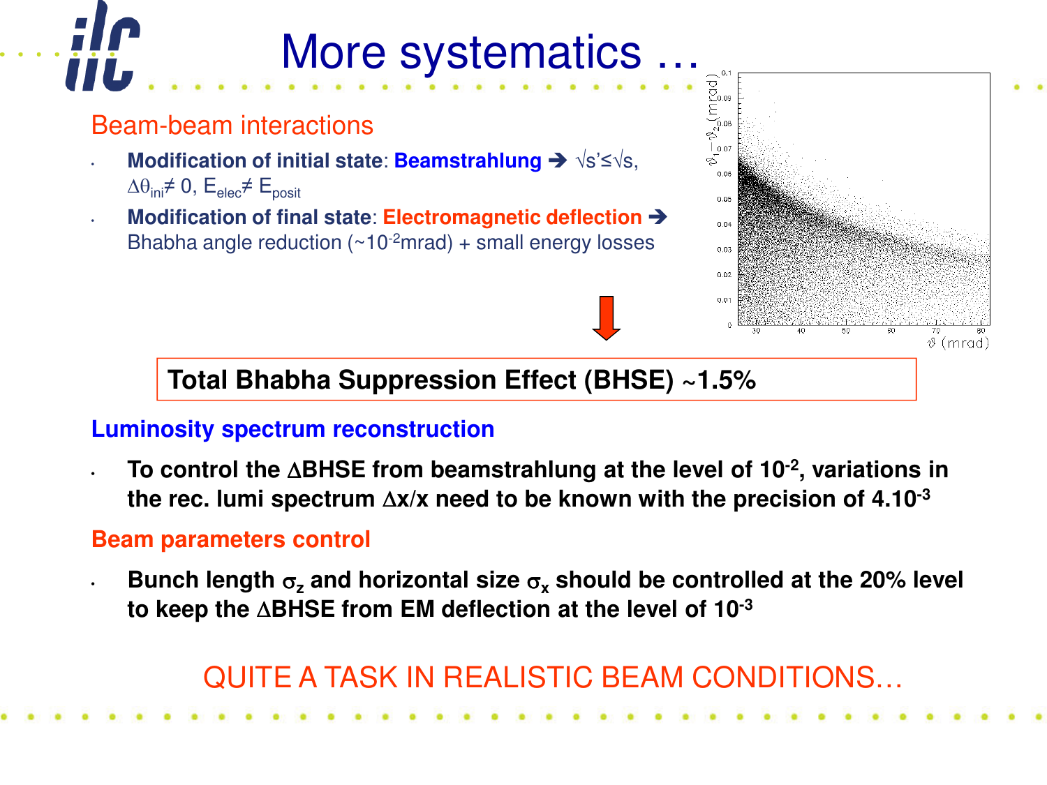# More systematics …

## Beam-beam interactions

- **Modification of initial state**: **Beamstrahlung** ➔ $\sqrt{s'} \leq \sqrt{s}$, $\Delta\theta_{ini} \neq 0$, $E_{elec} \neq E_{posit}$
- **Modification of final state**: **Electromagnetic deflection** ➔ Bhabha angle reduction (~$10^{-2}$mrad) + small energy losses

$\vartheta_1 - \vartheta_2$ (mrad)

0.1
0.09
0.08
0.07
0.06
0.05
0.04
0.03
0.02
0.01
0

30 40 50 60 70 80

$\vartheta$ (mrad)

**Total Bhabha Suppression Effect (BHSE) ~1.5%**

## Luminosity spectrum reconstruction

- **To control the ΔBHSE from beamstrahlung at the level of $10^{-2}$, variations in the rec. lumi spectrum $\Delta x/x$ need to be known with the precision of $4.10^{-3}$**

## Beam parameters control

- **Bunch length $\sigma_z$ and horizontal size $\sigma_x$ should be controlled at the 20% level to keep the ΔBHSE from EM deflection at the level of $10^{-3}$**

QUITE A TASK IN REALISTIC BEAM CONDITIONS…